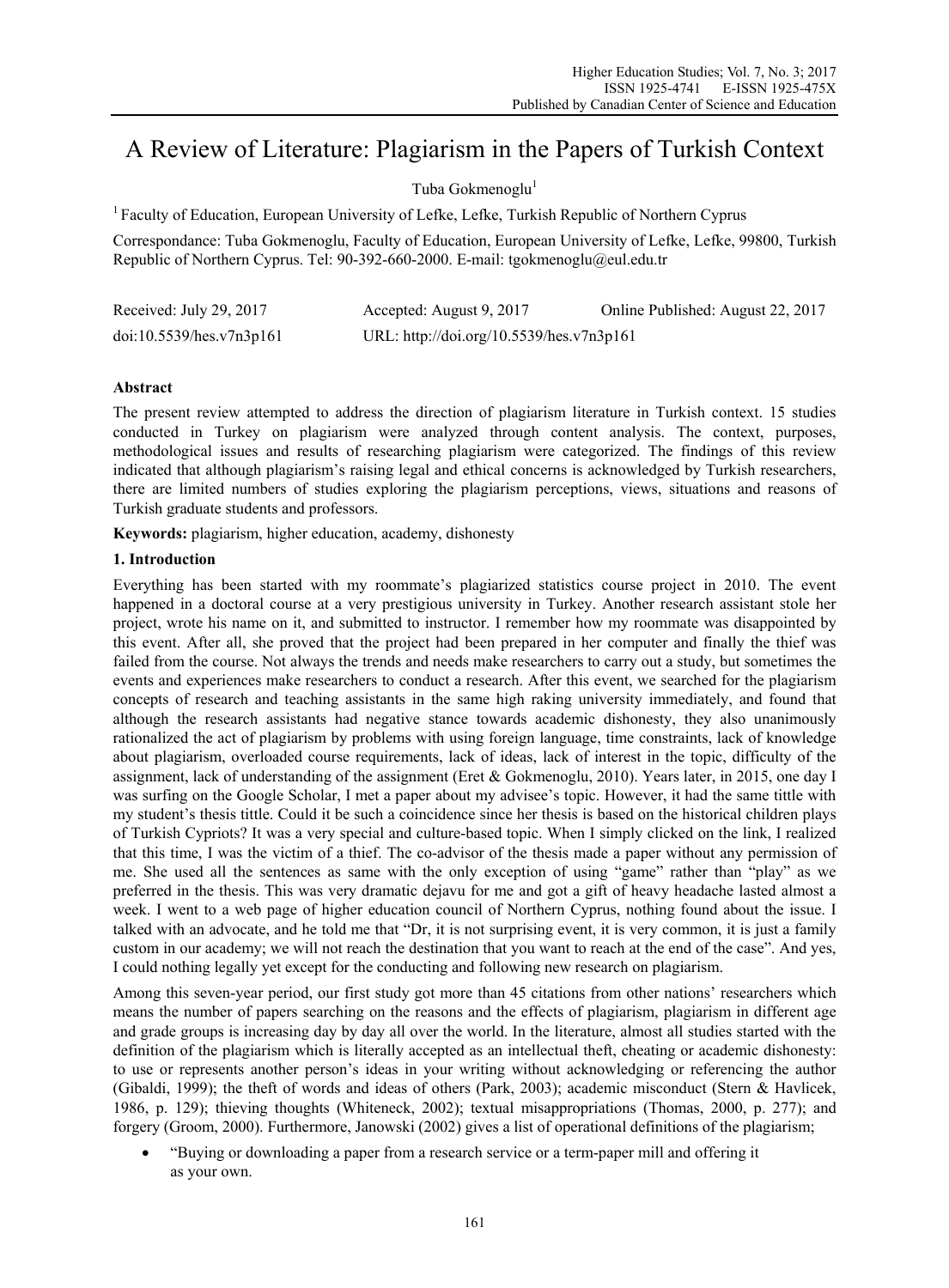# A Review of Literature: Plagiarism in the Papers of Turkish Context

Tuba Gokmenoglu[1]

[1] Faculty of Education, European University of Lefke, Lefke, Turkish Republic of Northern Cyprus

Correspondance: Tuba Gokmenoglu, Faculty of Education, European University of Lefke, Lefke, 99800, Turkish Republic of Northern Cyprus. Tel: 90-392-660-2000. E-mail: tgokmenoglu@eul.edu.tr

Received: July 29, 2017 Accepted: August 9, 2017 Online Published: August 22, 2017

doi:10.5539/hes.v7n3p161 URL: http://doi.org/10.5539/hes.v7n3p161

## Abstract

The present review attempted to address the direction of plagiarism literature in Turkish context. 15 studies conducted in Turkey on plagiarism were analyzed through content analysis. The context, purposes, methodological issues and results of researching plagiarism were categorized. The findings of this review indicated that although plagiarism's raising legal and ethical concerns is acknowledged by Turkish researchers, there are limited numbers of studies exploring the plagiarism perceptions, views, situations and reasons of Turkish graduate students and professors.

**Keywords:** plagiarism, higher education, academy, dishonesty

## 1. Introduction

Everything has been started with my roommate's plagiarized statistics course project in 2010. The event happened in a doctoral course at a very prestigious university in Turkey. Another research assistant stole her project, wrote his name on it, and submitted to instructor. I remember how my roommate was disappointed by this event. After all, she proved that the project had been prepared in her computer and finally the thief was failed from the course. Not always the trends and needs make researchers to carry out a study, but sometimes the events and experiences make researchers to conduct a research. After this event, we searched for the plagiarism concepts of research and teaching assistants in the same high raking university immediately, and found that although the research assistants had negative stance towards academic dishonesty, they also unanimously rationalized the act of plagiarism by problems with using foreign language, time constraints, lack of knowledge about plagiarism, overloaded course requirements, lack of ideas, lack of interest in the topic, difficulty of the assignment, lack of understanding of the assignment (Eret & Gokmenoglu, 2010). Years later, in 2015, one day I was surfing on the Google Scholar, I met a paper about my advisee's topic. However, it had the same tittle with my student's thesis tittle. Could it be such a coincidence since her thesis is based on the historical children plays of Turkish Cypriots? It was a very special and culture-based topic. When I simply clicked on the link, I realized that this time, I was the victim of a thief. The co-advisor of the thesis made a paper without any permission of me. She used all the sentences as same with the only exception of using "game" rather than "play" as we preferred in the thesis. This was very dramatic dejavu for me and got a gift of heavy headache lasted almost a week. I went to a web page of higher education council of Northern Cyprus, nothing found about the issue. I talked with an advocate, and he told me that "Dr, it is not surprising event, it is very common, it is just a family custom in our academy; we will not reach the destination that you want to reach at the end of the case". And yes, I could nothing legally yet except for the conducting and following new research on plagiarism.

Among this seven-year period, our first study got more than 45 citations from other nations' researchers which means the number of papers searching on the reasons and the effects of plagiarism, plagiarism in different age and grade groups is increasing day by day all over the world. In the literature, almost all studies started with the definition of the plagiarism which is literally accepted as an intellectual theft, cheating or academic dishonesty: to use or represents another person's ideas in your writing without acknowledging or referencing the author (Gibaldi, 1999); the theft of words and ideas of others (Park, 2003); academic misconduct (Stern & Havlicek, 1986, p. 129); thieving thoughts (Whiteneck, 2002); textual misappropriations (Thomas, 2000, p. 277); and forgery (Groom, 2000). Furthermore, Janowski (2002) gives a list of operational definitions of the plagiarism;

- "Buying or downloading a paper from a research service or a term-paper mill and offering it as your own.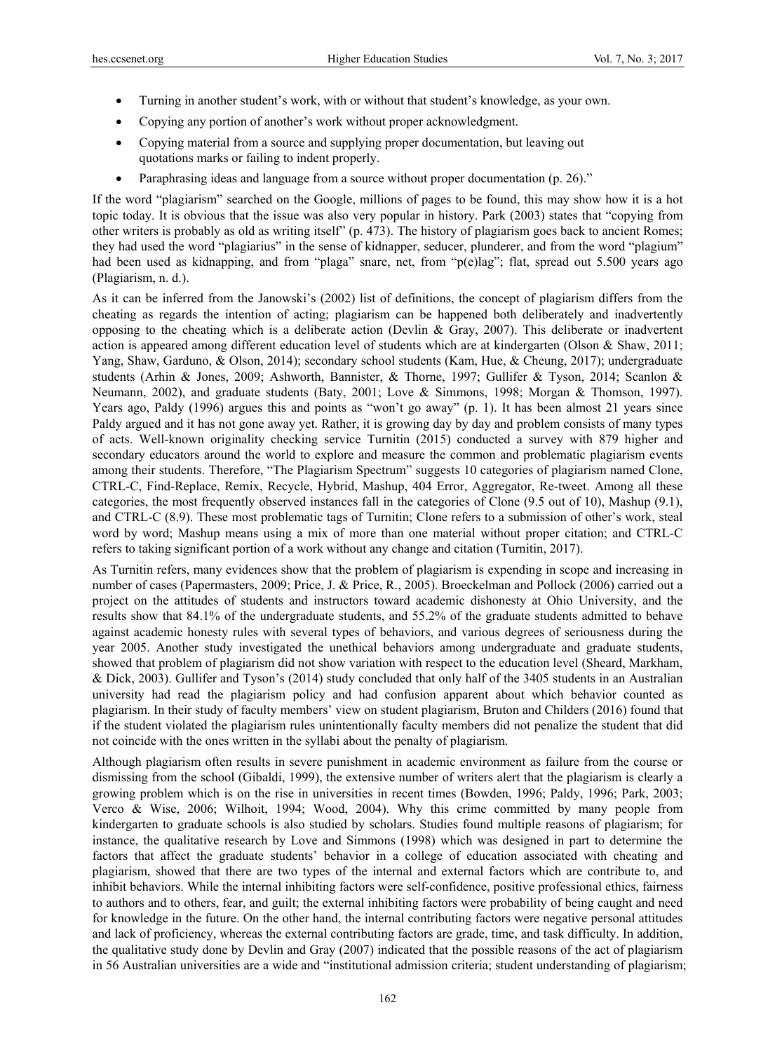- Turning in another student's work, with or without that student's knowledge, as your own.
- Copying any portion of another's work without proper acknowledgment.
- Copying material from a source and supplying proper documentation, but leaving out quotations marks or failing to indent properly.
- Paraphrasing ideas and language from a source without proper documentation (p. 26)."

If the word "plagiarism" searched on the Google, millions of pages to be found, this may show how it is a hot topic today. It is obvious that the issue was also very popular in history. Park (2003) states that "copying from other writers is probably as old as writing itself" (p. 473). The history of plagiarism goes back to ancient Romes; they had used the word "plagiarius" in the sense of kidnapper, seducer, plunderer, and from the word "plagium" had been used as kidnapping, and from "plaga" snare, net, from "p(e)lag"; flat, spread out 5.500 years ago (Plagiarism, n. d.).

As it can be inferred from the Janowski's (2002) list of definitions, the concept of plagiarism differs from the cheating as regards the intention of acting; plagiarism can be happened both deliberately and inadvertently opposing to the cheating which is a deliberate action (Devlin & Gray, 2007). This deliberate or inadvertent action is appeared among different education level of students which are at kindergarten (Olson & Shaw, 2011; Yang, Shaw, Garduno, & Olson, 2014); secondary school students (Kam, Hue, & Cheung, 2017); undergraduate students (Arhin & Jones, 2009; Ashworth, Bannister, & Thorne, 1997; Gullifer & Tyson, 2014; Scanlon & Neumann, 2002), and graduate students (Baty, 2001; Love & Simmons, 1998; Morgan & Thomson, 1997). Years ago, Paldy (1996) argues this and points as "won't go away" (p. 1). It has been almost 21 years since Paldy argued and it has not gone away yet. Rather, it is growing day by day and problem consists of many types of acts. Well-known originality checking service Turnitin (2015) conducted a survey with 879 higher and secondary educators around the world to explore and measure the common and problematic plagiarism events among their students. Therefore, "The Plagiarism Spectrum" suggests 10 categories of plagiarism named Clone, CTRL-C, Find-Replace, Remix, Recycle, Hybrid, Mashup, 404 Error, Aggregator, Re-tweet. Among all these categories, the most frequently observed instances fall in the categories of Clone (9.5 out of 10), Mashup (9.1), and CTRL-C (8.9). These most problematic tags of Turnitin; Clone refers to a submission of other's work, steal word by word; Mashup means using a mix of more than one material without proper citation; and CTRL-C refers to taking significant portion of a work without any change and citation (Turnitin, 2017).

As Turnitin refers, many evidences show that the problem of plagiarism is expending in scope and increasing in number of cases (Papermasters, 2009; Price, J. & Price, R., 2005). Broeckelman and Pollock (2006) carried out a project on the attitudes of students and instructors toward academic dishonesty at Ohio University, and the results show that 84.1% of the undergraduate students, and 55.2% of the graduate students admitted to behave against academic honesty rules with several types of behaviors, and various degrees of seriousness during the year 2005. Another study investigated the unethical behaviors among undergraduate and graduate students, showed that problem of plagiarism did not show variation with respect to the education level (Sheard, Markham, & Dick, 2003). Gullifer and Tyson's (2014) study concluded that only half of the 3405 students in an Australian university had read the plagiarism policy and had confusion apparent about which behavior counted as plagiarism. In their study of faculty members' view on student plagiarism, Bruton and Childers (2016) found that if the student violated the plagiarism rules unintentionally faculty members did not penalize the student that did not coincide with the ones written in the syllabi about the penalty of plagiarism.

Although plagiarism often results in severe punishment in academic environment as failure from the course or dismissing from the school (Gibaldi, 1999), the extensive number of writers alert that the plagiarism is clearly a growing problem which is on the rise in universities in recent times (Bowden, 1996; Paldy, 1996; Park, 2003; Verco & Wise, 2006; Wilhoit, 1994; Wood, 2004). Why this crime committed by many people from kindergarten to graduate schools is also studied by scholars. Studies found multiple reasons of plagiarism; for instance, the qualitative research by Love and Simmons (1998) which was designed in part to determine the factors that affect the graduate students' behavior in a college of education associated with cheating and plagiarism, showed that there are two types of the internal and external factors which are contribute to, and inhibit behaviors. While the internal inhibiting factors were self-confidence, positive professional ethics, fairness to authors and to others, fear, and guilt; the external inhibiting factors were probability of being caught and need for knowledge in the future. On the other hand, the internal contributing factors were negative personal attitudes and lack of proficiency, whereas the external contributing factors are grade, time, and task difficulty. In addition, the qualitative study done by Devlin and Gray (2007) indicated that the possible reasons of the act of plagiarism in 56 Australian universities are a wide and "institutional admission criteria; student understanding of plagiarism;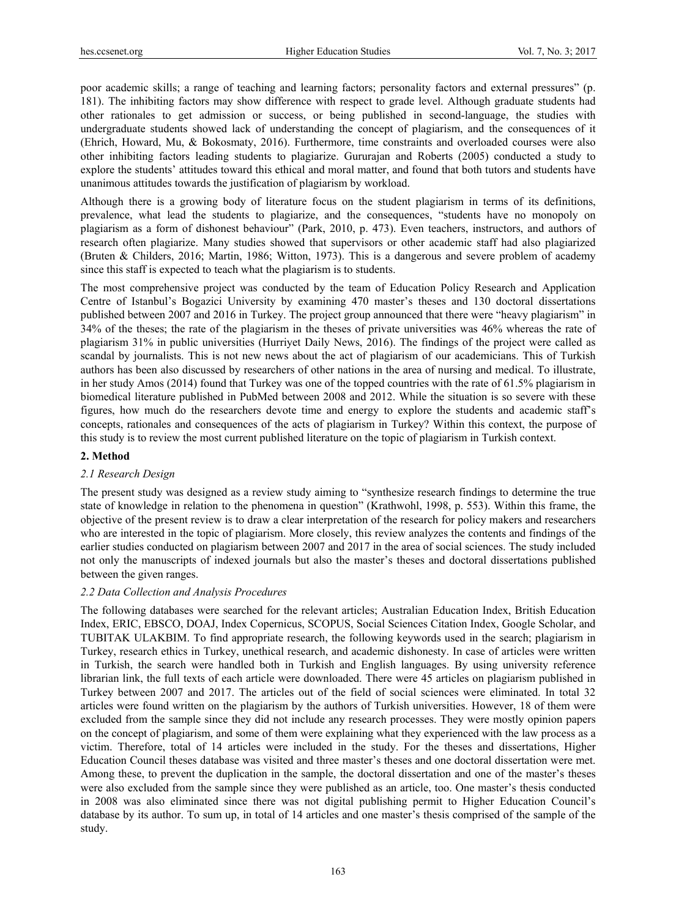poor academic skills; a range of teaching and learning factors; personality factors and external pressures" (p. 181). The inhibiting factors may show difference with respect to grade level. Although graduate students had other rationales to get admission or success, or being published in second-language, the studies with undergraduate students showed lack of understanding the concept of plagiarism, and the consequences of it (Ehrich, Howard, Mu, & Bokosmaty, 2016). Furthermore, time constraints and overloaded courses were also other inhibiting factors leading students to plagiarize. Gururajan and Roberts (2005) conducted a study to explore the students' attitudes toward this ethical and moral matter, and found that both tutors and students have unanimous attitudes towards the justification of plagiarism by workload.

Although there is a growing body of literature focus on the student plagiarism in terms of its definitions, prevalence, what lead the students to plagiarize, and the consequences, "students have no monopoly on plagiarism as a form of dishonest behaviour" (Park, 2010, p. 473). Even teachers, instructors, and authors of research often plagiarize. Many studies showed that supervisors or other academic staff had also plagiarized (Bruten & Childers, 2016; Martin, 1986; Witton, 1973). This is a dangerous and severe problem of academy since this staff is expected to teach what the plagiarism is to students.

The most comprehensive project was conducted by the team of Education Policy Research and Application Centre of Istanbul's Bogazici University by examining 470 master's theses and 130 doctoral dissertations published between 2007 and 2016 in Turkey. The project group announced that there were "heavy plagiarism" in 34% of the theses; the rate of the plagiarism in the theses of private universities was 46% whereas the rate of plagiarism 31% in public universities (Hurriyet Daily News, 2016). The findings of the project were called as scandal by journalists. This is not new news about the act of plagiarism of our academicians. This of Turkish authors has been also discussed by researchers of other nations in the area of nursing and medical. To illustrate, in her study Amos (2014) found that Turkey was one of the topped countries with the rate of 61.5% plagiarism in biomedical literature published in PubMed between 2008 and 2012. While the situation is so severe with these figures, how much do the researchers devote time and energy to explore the students and academic staff's concepts, rationales and consequences of the acts of plagiarism in Turkey? Within this context, the purpose of this study is to review the most current published literature on the topic of plagiarism in Turkish context.

## 2. Method

### *2.1 Research Design*

The present study was designed as a review study aiming to "synthesize research findings to determine the true state of knowledge in relation to the phenomena in question" (Krathwohl, 1998, p. 553). Within this frame, the objective of the present review is to draw a clear interpretation of the research for policy makers and researchers who are interested in the topic of plagiarism. More closely, this review analyzes the contents and findings of the earlier studies conducted on plagiarism between 2007 and 2017 in the area of social sciences. The study included not only the manuscripts of indexed journals but also the master's theses and doctoral dissertations published between the given ranges.

### *2.2 Data Collection and Analysis Procedures*

The following databases were searched for the relevant articles; Australian Education Index, British Education Index, ERIC, EBSCO, DOAJ, Index Copernicus, SCOPUS, Social Sciences Citation Index, Google Scholar, and TUBITAK ULAKBIM. To find appropriate research, the following keywords used in the search; plagiarism in Turkey, research ethics in Turkey, unethical research, and academic dishonesty. In case of articles were written in Turkish, the search were handled both in Turkish and English languages. By using university reference librarian link, the full texts of each article were downloaded. There were 45 articles on plagiarism published in Turkey between 2007 and 2017. The articles out of the field of social sciences were eliminated. In total 32 articles were found written on the plagiarism by the authors of Turkish universities. However, 18 of them were excluded from the sample since they did not include any research processes. They were mostly opinion papers on the concept of plagiarism, and some of them were explaining what they experienced with the law process as a victim. Therefore, total of 14 articles were included in the study. For the theses and dissertations, Higher Education Council theses database was visited and three master's theses and one doctoral dissertation were met. Among these, to prevent the duplication in the sample, the doctoral dissertation and one of the master's theses were also excluded from the sample since they were published as an article, too. One master's thesis conducted in 2008 was also eliminated since there was not digital publishing permit to Higher Education Council's database by its author. To sum up, in total of 14 articles and one master's thesis comprised of the sample of the study.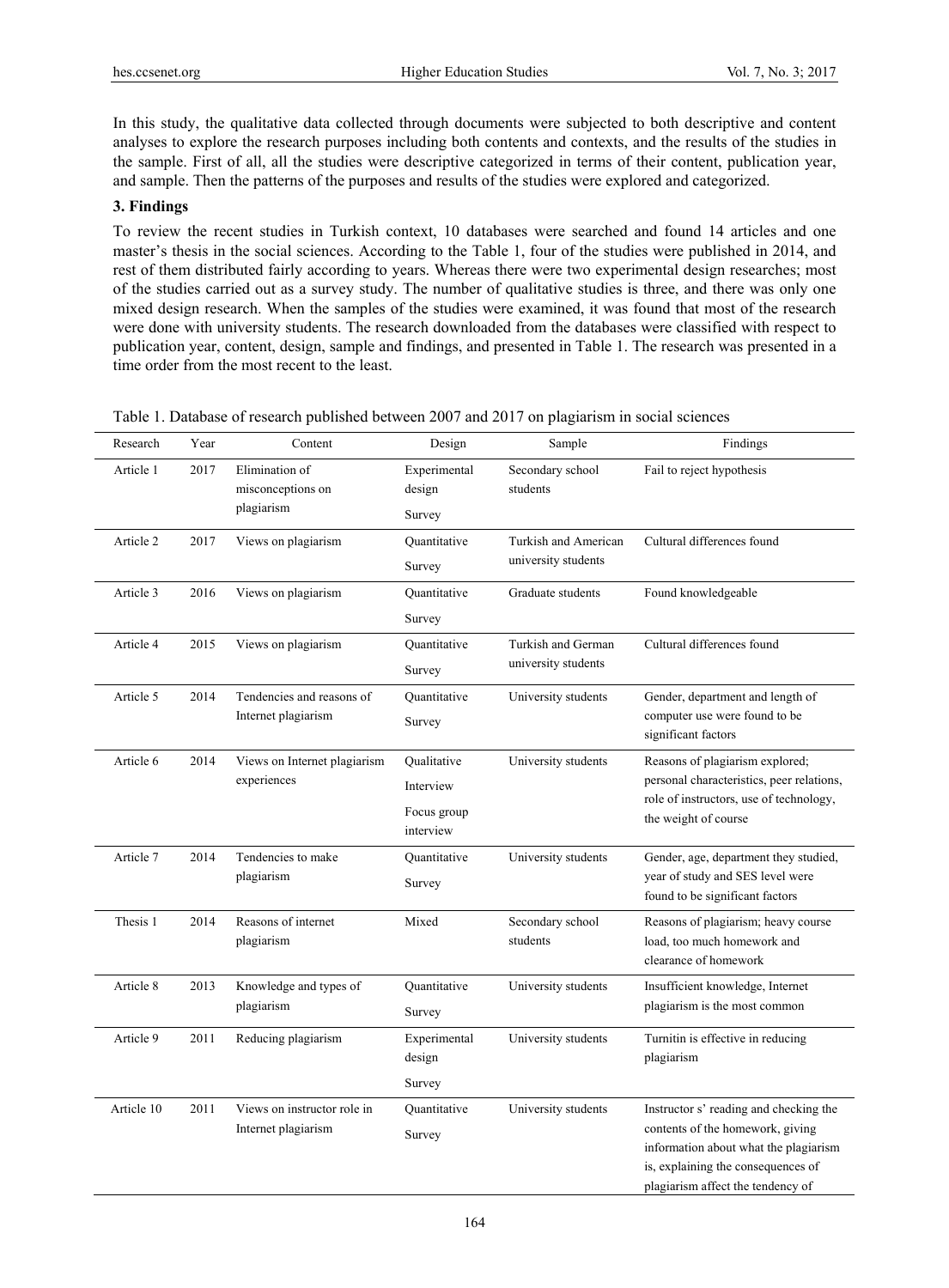In this study, the qualitative data collected through documents were subjected to both descriptive and content analyses to explore the research purposes including both contents and contexts, and the results of the studies in the sample. First of all, all the studies were descriptive categorized in terms of their content, publication year, and sample. Then the patterns of the purposes and results of the studies were explored and categorized.

## 3. Findings

To review the recent studies in Turkish context, 10 databases were searched and found 14 articles and one master's thesis in the social sciences. According to the Table 1, four of the studies were published in 2014, and rest of them distributed fairly according to years. Whereas there were two experimental design researches; most of the studies carried out as a survey study. The number of qualitative studies is three, and there was only one mixed design research. When the samples of the studies were examined, it was found that most of the research were done with university students. The research downloaded from the databases were classified with respect to publication year, content, design, sample and findings, and presented in Table 1. The research was presented in a time order from the most recent to the least.

Table 1. Database of research published between 2007 and 2017 on plagiarism in social sciences

| Research | Year | Content | Design | Sample | Findings |
|---|---|---|---|---|---|
| Article 1 | 2017 | Elimination of misconceptions on plagiarism | Experimental design<br>Survey | Secondary school students | Fail to reject hypothesis |
| Article 2 | 2017 | Views on plagiarism | Quantitative<br>Survey | Turkish and American university students | Cultural differences found |
| Article 3 | 2016 | Views on plagiarism | Quantitative<br>Survey | Graduate students | Found knowledgeable |
| Article 4 | 2015 | Views on plagiarism | Quantitative<br>Survey | Turkish and German university students | Cultural differences found |
| Article 5 | 2014 | Tendencies and reasons of Internet plagiarism | Quantitative<br>Survey | University students | Gender, department and length of computer use were found to be significant factors |
| Article 6 | 2014 | Views on Internet plagiarism experiences | Qualitative<br>Interview<br>Focus group interview | University students | Reasons of plagiarism explored; personal characteristics, peer relations, role of instructors, use of technology, the weight of course |
| Article 7 | 2014 | Tendencies to make plagiarism | Quantitative<br>Survey | University students | Gender, age, department they studied, year of study and SES level were found to be significant factors |
| Thesis 1 | 2014 | Reasons of internet plagiarism | Mixed | Secondary school students | Reasons of plagiarism; heavy course load, too much homework and clearance of homework |
| Article 8 | 2013 | Knowledge and types of plagiarism | Quantitative<br>Survey | University students | Insufficient knowledge, Internet plagiarism is the most common |
| Article 9 | 2011 | Reducing plagiarism | Experimental design<br>Survey | University students | Turnitin is effective in reducing plagiarism |
| Article 10 | 2011 | Views on instructor role in Internet plagiarism | Quantitative<br>Survey | University students | Instructor s' reading and checking the contents of the homework, giving information about what the plagiarism is, explaining the consequences of plagiarism affect the tendency of |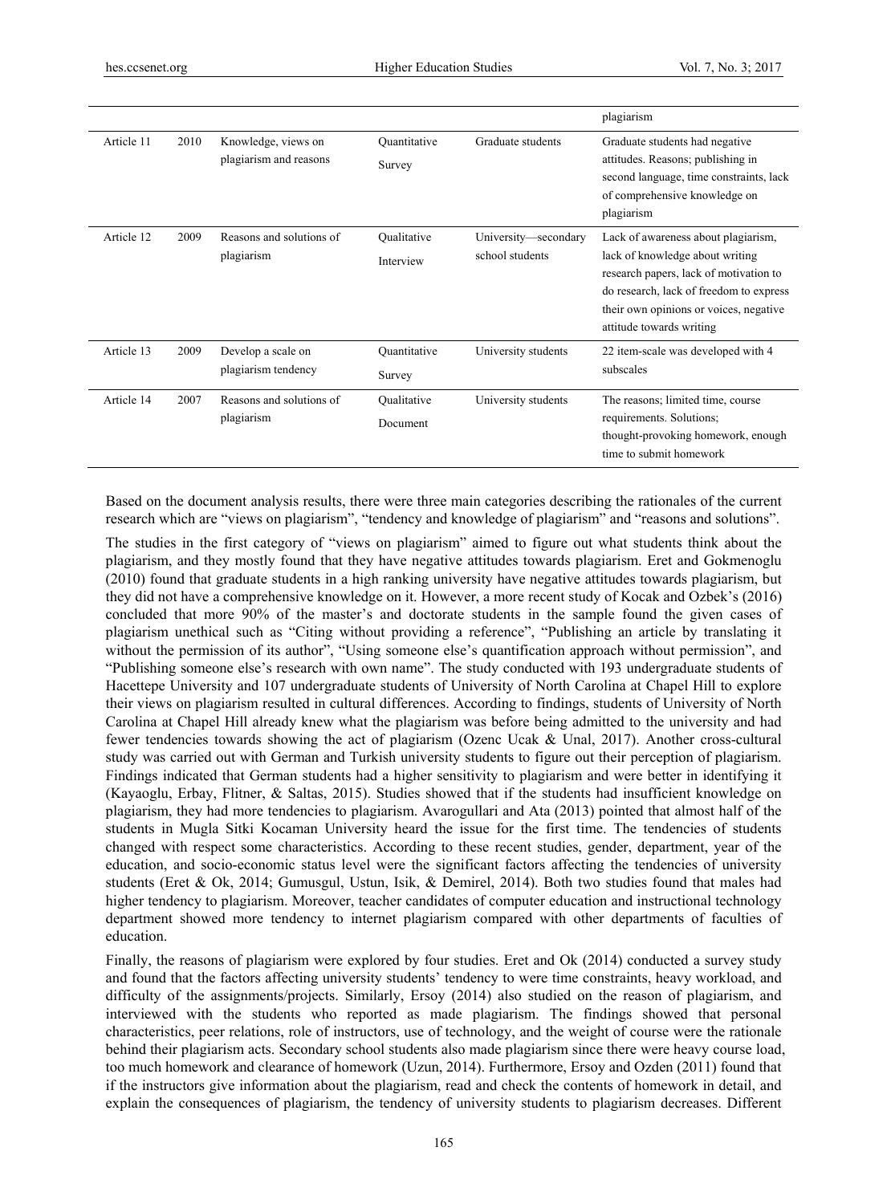| | | | | | |
|---|---|---|---|---|---|
| | | | | | plagiarism |
| Article 11 | 2010 | Knowledge, views on plagiarism and reasons | Quantitative Survey | Graduate students | Graduate students had negative attitudes. Reasons; publishing in second language, time constraints, lack of comprehensive knowledge on plagiarism |
| Article 12 | 2009 | Reasons and solutions of plagiarism | Qualitative Interview | University—secondary school students | Lack of awareness about plagiarism, lack of knowledge about writing research papers, lack of motivation to do research, lack of freedom to express their own opinions or voices, negative attitude towards writing |
| Article 13 | 2009 | Develop a scale on plagiarism tendency | Quantitative Survey | University students | 22 item-scale was developed with 4 subscales |
| Article 14 | 2007 | Reasons and solutions of plagiarism | Qualitative Document | University students | The reasons; limited time, course requirements. Solutions; thought-provoking homework, enough time to submit homework |

Based on the document analysis results, there were three main categories describing the rationales of the current research which are "views on plagiarism", "tendency and knowledge of plagiarism" and "reasons and solutions".

The studies in the first category of "views on plagiarism" aimed to figure out what students think about the plagiarism, and they mostly found that they have negative attitudes towards plagiarism. Eret and Gokmenoglu (2010) found that graduate students in a high ranking university have negative attitudes towards plagiarism, but they did not have a comprehensive knowledge on it. However, a more recent study of Kocak and Ozbek's (2016) concluded that more 90% of the master's and doctorate students in the sample found the given cases of plagiarism unethical such as "Citing without providing a reference", "Publishing an article by translating it without the permission of its author", "Using someone else's quantification approach without permission", and "Publishing someone else's research with own name". The study conducted with 193 undergraduate students of Hacettepe University and 107 undergraduate students of University of North Carolina at Chapel Hill to explore their views on plagiarism resulted in cultural differences. According to findings, students of University of North Carolina at Chapel Hill already knew what the plagiarism was before being admitted to the university and had fewer tendencies towards showing the act of plagiarism (Ozenc Ucak & Unal, 2017). Another cross-cultural study was carried out with German and Turkish university students to figure out their perception of plagiarism. Findings indicated that German students had a higher sensitivity to plagiarism and were better in identifying it (Kayaoglu, Erbay, Flitner, & Saltas, 2015). Studies showed that if the students had insufficient knowledge on plagiarism, they had more tendencies to plagiarism. Avarogullari and Ata (2013) pointed that almost half of the students in Mugla Sitki Kocaman University heard the issue for the first time. The tendencies of students changed with respect some characteristics. According to these recent studies, gender, department, year of the education, and socio-economic status level were the significant factors affecting the tendencies of university students (Eret & Ok, 2014; Gumusgul, Ustun, Isik, & Demirel, 2014). Both two studies found that males had higher tendency to plagiarism. Moreover, teacher candidates of computer education and instructional technology department showed more tendency to internet plagiarism compared with other departments of faculties of education.

Finally, the reasons of plagiarism were explored by four studies. Eret and Ok (2014) conducted a survey study and found that the factors affecting university students' tendency to were time constraints, heavy workload, and difficulty of the assignments/projects. Similarly, Ersoy (2014) also studied on the reason of plagiarism, and interviewed with the students who reported as made plagiarism. The findings showed that personal characteristics, peer relations, role of instructors, use of technology, and the weight of course were the rationale behind their plagiarism acts. Secondary school students also made plagiarism since there were heavy course load, too much homework and clearance of homework (Uzun, 2014). Furthermore, Ersoy and Ozden (2011) found that if the instructors give information about the plagiarism, read and check the contents of homework in detail, and explain the consequences of plagiarism, the tendency of university students to plagiarism decreases. Different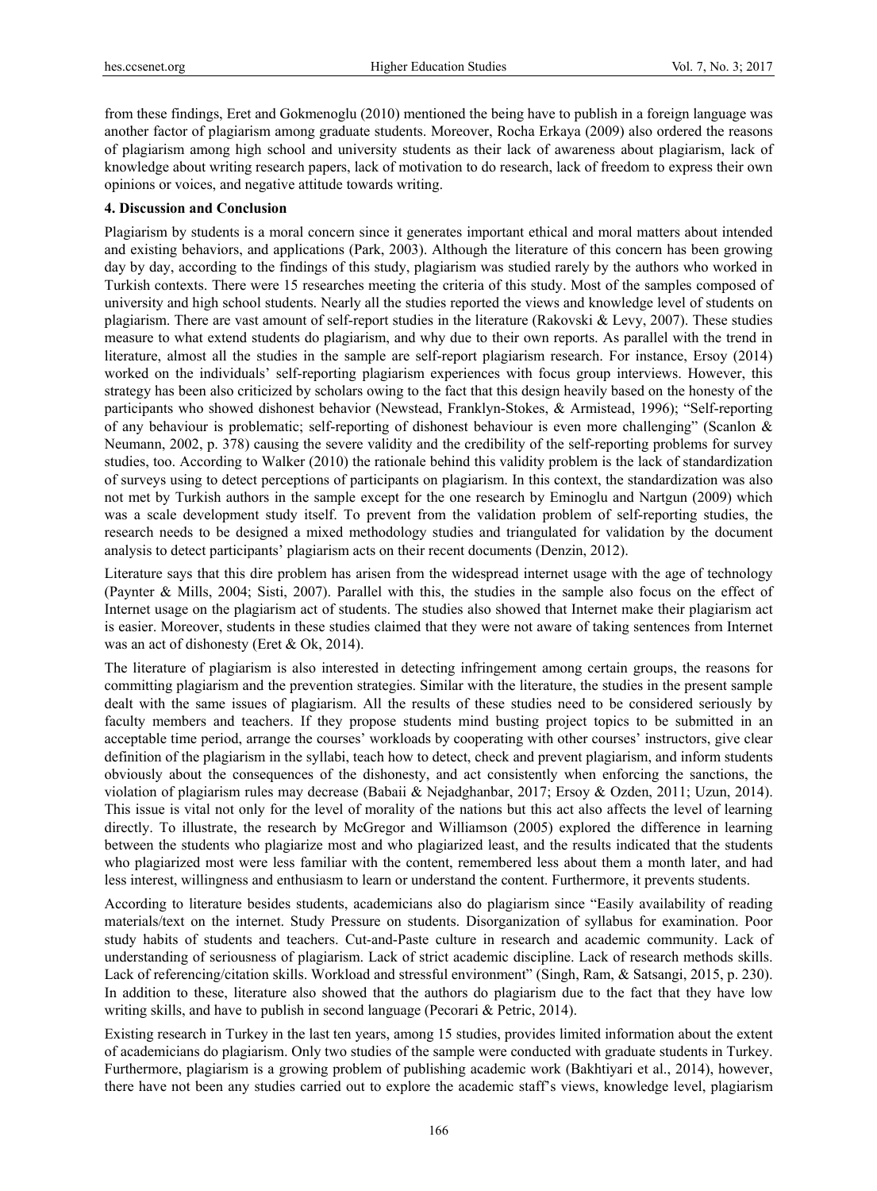from these findings, Eret and Gokmenoglu (2010) mentioned the being have to publish in a foreign language was another factor of plagiarism among graduate students. Moreover, Rocha Erkaya (2009) also ordered the reasons of plagiarism among high school and university students as their lack of awareness about plagiarism, lack of knowledge about writing research papers, lack of motivation to do research, lack of freedom to express their own opinions or voices, and negative attitude towards writing.

## 4. Discussion and Conclusion

Plagiarism by students is a moral concern since it generates important ethical and moral matters about intended and existing behaviors, and applications (Park, 2003). Although the literature of this concern has been growing day by day, according to the findings of this study, plagiarism was studied rarely by the authors who worked in Turkish contexts. There were 15 researches meeting the criteria of this study. Most of the samples composed of university and high school students. Nearly all the studies reported the views and knowledge level of students on plagiarism. There are vast amount of self-report studies in the literature (Rakovski & Levy, 2007). These studies measure to what extend students do plagiarism, and why due to their own reports. As parallel with the trend in literature, almost all the studies in the sample are self-report plagiarism research. For instance, Ersoy (2014) worked on the individuals' self-reporting plagiarism experiences with focus group interviews. However, this strategy has been also criticized by scholars owing to the fact that this design heavily based on the honesty of the participants who showed dishonest behavior (Newstead, Franklyn-Stokes, & Armistead, 1996); "Self-reporting of any behaviour is problematic; self-reporting of dishonest behaviour is even more challenging" (Scanlon & Neumann, 2002, p. 378) causing the severe validity and the credibility of the self-reporting problems for survey studies, too. According to Walker (2010) the rationale behind this validity problem is the lack of standardization of surveys using to detect perceptions of participants on plagiarism. In this context, the standardization was also not met by Turkish authors in the sample except for the one research by Eminoglu and Nartgun (2009) which was a scale development study itself. To prevent from the validation problem of self-reporting studies, the research needs to be designed a mixed methodology studies and triangulated for validation by the document analysis to detect participants' plagiarism acts on their recent documents (Denzin, 2012).

Literature says that this dire problem has arisen from the widespread internet usage with the age of technology (Paynter & Mills, 2004; Sisti, 2007). Parallel with this, the studies in the sample also focus on the effect of Internet usage on the plagiarism act of students. The studies also showed that Internet make their plagiarism act is easier. Moreover, students in these studies claimed that they were not aware of taking sentences from Internet was an act of dishonesty (Eret & Ok, 2014).

The literature of plagiarism is also interested in detecting infringement among certain groups, the reasons for committing plagiarism and the prevention strategies. Similar with the literature, the studies in the present sample dealt with the same issues of plagiarism. All the results of these studies need to be considered seriously by faculty members and teachers. If they propose students mind busting project topics to be submitted in an acceptable time period, arrange the courses' workloads by cooperating with other courses' instructors, give clear definition of the plagiarism in the syllabi, teach how to detect, check and prevent plagiarism, and inform students obviously about the consequences of the dishonesty, and act consistently when enforcing the sanctions, the violation of plagiarism rules may decrease (Babaii & Nejadghanbar, 2017; Ersoy & Ozden, 2011; Uzun, 2014). This issue is vital not only for the level of morality of the nations but this act also affects the level of learning directly. To illustrate, the research by McGregor and Williamson (2005) explored the difference in learning between the students who plagiarize most and who plagiarized least, and the results indicated that the students who plagiarized most were less familiar with the content, remembered less about them a month later, and had less interest, willingness and enthusiasm to learn or understand the content. Furthermore, it prevents students.

According to literature besides students, academicians also do plagiarism since "Easily availability of reading materials/text on the internet. Study Pressure on students. Disorganization of syllabus for examination. Poor study habits of students and teachers. Cut-and-Paste culture in research and academic community. Lack of understanding of seriousness of plagiarism. Lack of strict academic discipline. Lack of research methods skills. Lack of referencing/citation skills. Workload and stressful environment" (Singh, Ram, & Satsangi, 2015, p. 230). In addition to these, literature also showed that the authors do plagiarism due to the fact that they have low writing skills, and have to publish in second language (Pecorari & Petric, 2014).

Existing research in Turkey in the last ten years, among 15 studies, provides limited information about the extent of academicians do plagiarism. Only two studies of the sample were conducted with graduate students in Turkey. Furthermore, plagiarism is a growing problem of publishing academic work (Bakhtiyari et al., 2014), however, there have not been any studies carried out to explore the academic staff's views, knowledge level, plagiarism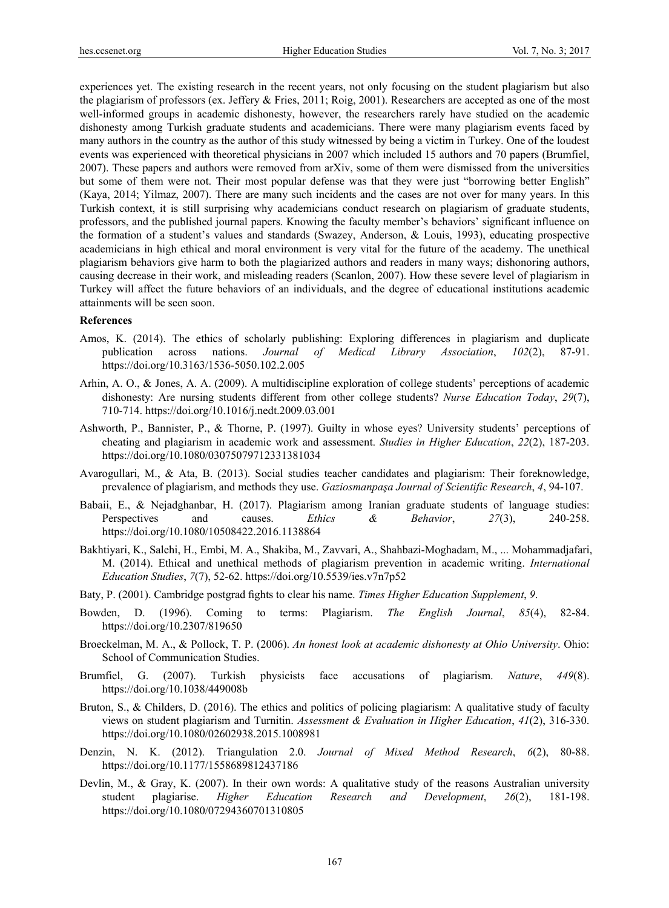experiences yet. The existing research in the recent years, not only focusing on the student plagiarism but also the plagiarism of professors (ex. Jeffery & Fries, 2011; Roig, 2001). Researchers are accepted as one of the most well-informed groups in academic dishonesty, however, the researchers rarely have studied on the academic dishonesty among Turkish graduate students and academicians. There were many plagiarism events faced by many authors in the country as the author of this study witnessed by being a victim in Turkey. One of the loudest events was experienced with theoretical physicians in 2007 which included 15 authors and 70 papers (Brumfiel, 2007). These papers and authors were removed from arXiv, some of them were dismissed from the universities but some of them were not. Their most popular defense was that they were just "borrowing better English" (Kaya, 2014; Yilmaz, 2007). There are many such incidents and the cases are not over for many years. In this Turkish context, it is still surprising why academicians conduct research on plagiarism of graduate students, professors, and the published journal papers. Knowing the faculty member's behaviors' significant influence on the formation of a student's values and standards (Swazey, Anderson, & Louis, 1993), educating prospective academicians in high ethical and moral environment is very vital for the future of the academy. The unethical plagiarism behaviors give harm to both the plagiarized authors and readers in many ways; dishonoring authors, causing decrease in their work, and misleading readers (Scanlon, 2007). How these severe level of plagiarism in Turkey will affect the future behaviors of an individuals, and the degree of educational institutions academic attainments will be seen soon.

**References**

Amos, K. (2014). The ethics of scholarly publishing: Exploring differences in plagiarism and duplicate publication across nations. *Journal of Medical Library Association*, *102*(2), 87-91. https://doi.org/10.3163/1536-5050.102.2.005

Arhin, A. O., & Jones, A. A. (2009). A multidiscipline exploration of college students' perceptions of academic dishonesty: Are nursing students different from other college students? *Nurse Education Today*, *29*(7), 710-714. https://doi.org/10.1016/j.nedt.2009.03.001

Ashworth, P., Bannister, P., & Thorne, P. (1997). Guilty in whose eyes? University students' perceptions of cheating and plagiarism in academic work and assessment. *Studies in Higher Education*, *22*(2), 187-203. https://doi.org/10.1080/03075079712331381034

Avarogullari, M., & Ata, B. (2013). Social studies teacher candidates and plagiarism: Their foreknowledge, prevalence of plagiarism, and methods they use. *Gaziosmanpaşa Journal of Scientific Research*, *4*, 94-107.

Babaii, E., & Nejadghanbar, H. (2017). Plagiarism among Iranian graduate students of language studies: Perspectives and causes. *Ethics & Behavior*, *27*(3), 240-258. https://doi.org/10.1080/10508422.2016.1138864

Bakhtiyari, K., Salehi, H., Embi, M. A., Shakiba, M., Zavvari, A., Shahbazi-Moghadam, M., ... Mohammadjafari, M. (2014). Ethical and unethical methods of plagiarism prevention in academic writing. *International Education Studies*, *7*(7), 52-62. https://doi.org/10.5539/ies.v7n7p52

Baty, P. (2001). Cambridge postgrad fights to clear his name. *Times Higher Education Supplement*, *9*.

Bowden, D. (1996). Coming to terms: Plagiarism. *The English Journal*, *85*(4), 82-84. https://doi.org/10.2307/819650

Broeckelman, M. A., & Pollock, T. P. (2006). *An honest look at academic dishonesty at Ohio University*. Ohio: School of Communication Studies.

Brumfiel, G. (2007). Turkish physicists face accusations of plagiarism. *Nature*, *449*(8). https://doi.org/10.1038/449008b

Bruton, S., & Childers, D. (2016). The ethics and politics of policing plagiarism: A qualitative study of faculty views on student plagiarism and Turnitin. *Assessment & Evaluation in Higher Education*, *41*(2), 316-330. https://doi.org/10.1080/02602938.2015.1008981

Denzin, N. K. (2012). Triangulation 2.0. *Journal of Mixed Method Research*, *6*(2), 80-88. https://doi.org/10.1177/1558689812437186

Devlin, M., & Gray, K. (2007). In their own words: A qualitative study of the reasons Australian university student plagiarise. *Higher Education Research and Development*, *26*(2), 181-198. https://doi.org/10.1080/07294360701310805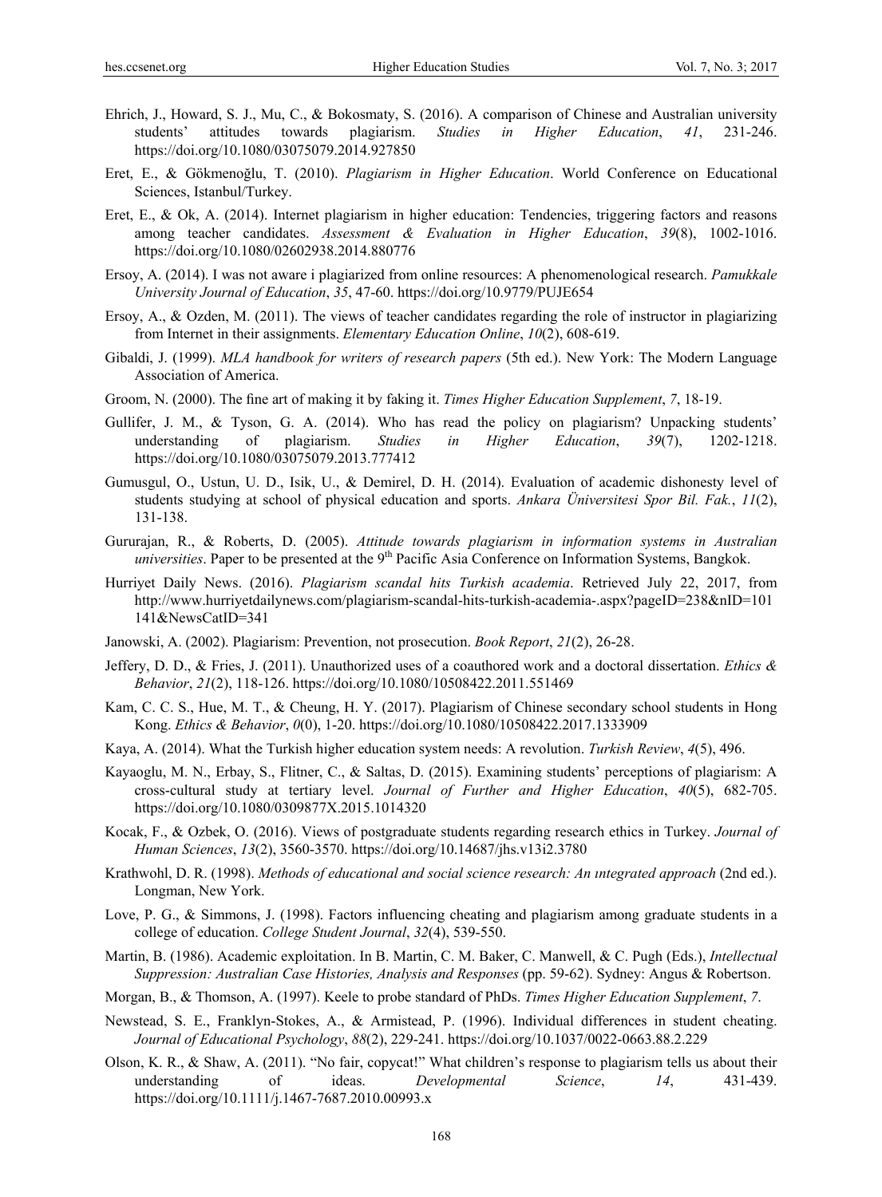Ehrich, J., Howard, S. J., Mu, C., & Bokosmaty, S. (2016). A comparison of Chinese and Australian university students' attitudes towards plagiarism. *Studies in Higher Education*, *41*, 231-246. https://doi.org/10.1080/03075079.2014.927850

Eret, E., & Gökmenoğlu, T. (2010). *Plagiarism in Higher Education*. World Conference on Educational Sciences, Istanbul/Turkey.

Eret, E., & Ok, A. (2014). Internet plagiarism in higher education: Tendencies, triggering factors and reasons among teacher candidates. *Assessment & Evaluation in Higher Education*, *39*(8), 1002-1016. https://doi.org/10.1080/02602938.2014.880776

Ersoy, A. (2014). I was not aware i plagiarized from online resources: A phenomenological research. *Pamukkale University Journal of Education*, *35*, 47-60. https://doi.org/10.9779/PUJE654

Ersoy, A., & Ozden, M. (2011). The views of teacher candidates regarding the role of instructor in plagiarizing from Internet in their assignments. *Elementary Education Online*, *10*(2), 608-619.

Gibaldi, J. (1999). *MLA handbook for writers of research papers* (5th ed.). New York: The Modern Language Association of America.

Groom, N. (2000). The fine art of making it by faking it. *Times Higher Education Supplement*, *7*, 18-19.

Gullifer, J. M., & Tyson, G. A. (2014). Who has read the policy on plagiarism? Unpacking students' understanding of plagiarism. *Studies in Higher Education*, *39*(7), 1202-1218. https://doi.org/10.1080/03075079.2013.777412

Gumusgul, O., Ustun, U. D., Isik, U., & Demirel, D. H. (2014). Evaluation of academic dishonesty level of students studying at school of physical education and sports. *Ankara Üniversitesi Spor Bil. Fak.*, *11*(2), 131-138.

Gururajan, R., & Roberts, D. (2005). *Attitude towards plagiarism in information systems in Australian universities*. Paper to be presented at the 9th Pacific Asia Conference on Information Systems, Bangkok.

Hurriyet Daily News. (2016). *Plagiarism scandal hits Turkish academia*. Retrieved July 22, 2017, from http://www.hurriyetdailynews.com/plagiarism-scandal-hits-turkish-academia-.aspx?pageID=238&nID=101141&NewsCatID=341

Janowski, A. (2002). Plagiarism: Prevention, not prosecution. *Book Report*, *21*(2), 26-28.

Jeffery, D. D., & Fries, J. (2011). Unauthorized uses of a coauthored work and a doctoral dissertation. *Ethics & Behavior*, *21*(2), 118-126. https://doi.org/10.1080/10508422.2011.551469

Kam, C. C. S., Hue, M. T., & Cheung, H. Y. (2017). Plagiarism of Chinese secondary school students in Hong Kong. *Ethics & Behavior*, *0*(0), 1-20. https://doi.org/10.1080/10508422.2017.1333909

Kaya, A. (2014). What the Turkish higher education system needs: A revolution. *Turkish Review*, *4*(5), 496.

Kayaoglu, M. N., Erbay, S., Flitner, C., & Saltas, D. (2015). Examining students' perceptions of plagiarism: A cross-cultural study at tertiary level. *Journal of Further and Higher Education*, *40*(5), 682-705. https://doi.org/10.1080/0309877X.2015.1014320

Kocak, F., & Ozbek, O. (2016). Views of postgraduate students regarding research ethics in Turkey. *Journal of Human Sciences*, *13*(2), 3560-3570. https://doi.org/10.14687/jhs.v13i2.3780

Krathwohl, D. R. (1998). *Methods of educational and social science research: An ıntegrated approach* (2nd ed.). Longman, New York.

Love, P. G., & Simmons, J. (1998). Factors influencing cheating and plagiarism among graduate students in a college of education. *College Student Journal*, *32*(4), 539-550.

Martin, B. (1986). Academic exploitation. In B. Martin, C. M. Baker, C. Manwell, & C. Pugh (Eds.), *Intellectual Suppression: Australian Case Histories, Analysis and Responses* (pp. 59-62). Sydney: Angus & Robertson.

Morgan, B., & Thomson, A. (1997). Keele to probe standard of PhDs. *Times Higher Education Supplement*, *7*.

Newstead, S. E., Franklyn-Stokes, A., & Armistead, P. (1996). Individual differences in student cheating. *Journal of Educational Psychology*, *88*(2), 229-241. https://doi.org/10.1037/0022-0663.88.2.229

Olson, K. R., & Shaw, A. (2011). "No fair, copycat!" What children's response to plagiarism tells us about their understanding of ideas. *Developmental Science*, *14*, 431-439. https://doi.org/10.1111/j.1467-7687.2010.00993.x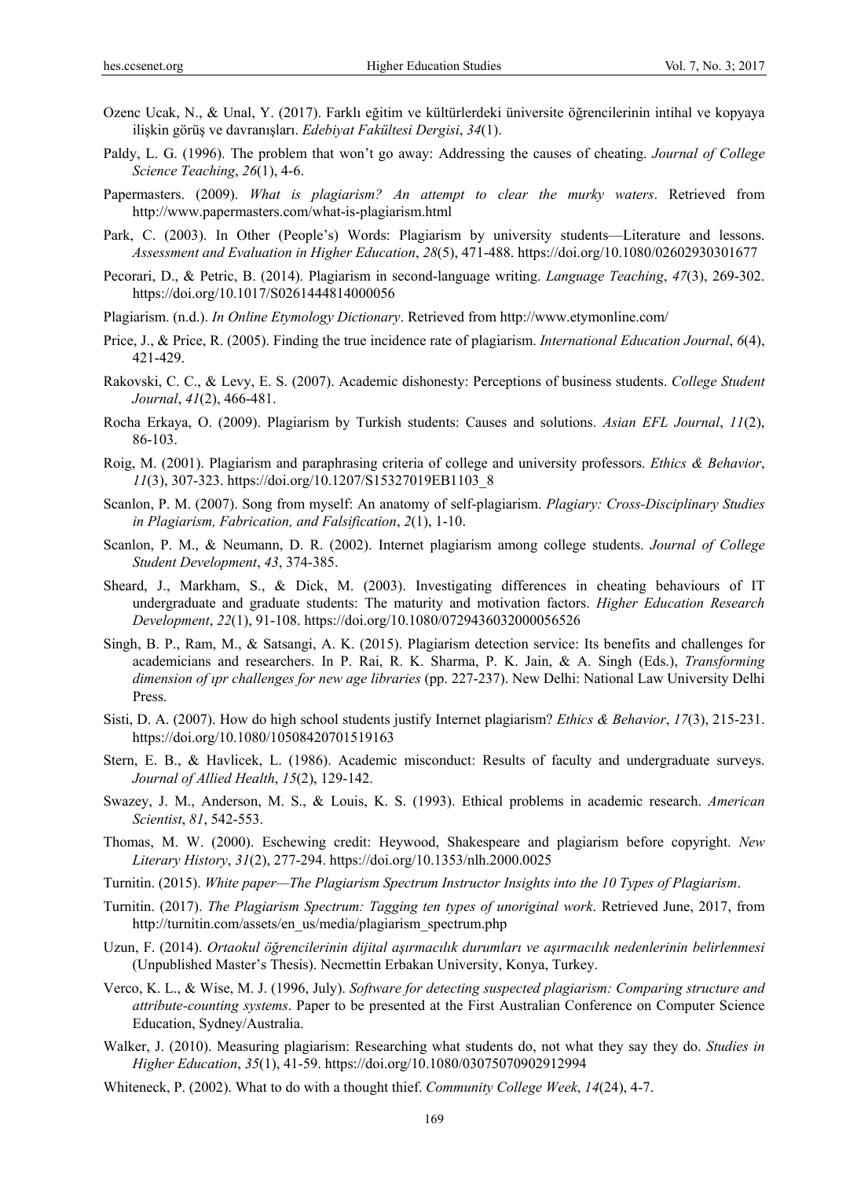Ozenc Ucak, N., & Unal, Y. (2017). Farklı eğitim ve kültürlerdeki üniversite öğrencilerinin intihal ve kopyaya ilişkin görüş ve davranışları. *Edebiyat Fakültesi Dergisi*, *34*(1).

Paldy, L. G. (1996). The problem that won't go away: Addressing the causes of cheating. *Journal of College Science Teaching*, *26*(1), 4-6.

Papermasters. (2009). *What is plagiarism? An attempt to clear the murky waters*. Retrieved from http://www.papermasters.com/what-is-plagiarism.html

Park, C. (2003). In Other (People's) Words: Plagiarism by university students—Literature and lessons. *Assessment and Evaluation in Higher Education*, *28*(5), 471-488. https://doi.org/10.1080/02602930301677

Pecorari, D., & Petric, B. (2014). Plagiarism in second-language writing. *Language Teaching*, *47*(3), 269-302. https://doi.org/10.1017/S0261444814000056

Plagiarism. (n.d.). *In Online Etymology Dictionary*. Retrieved from http://www.etymonline.com/

Price, J., & Price, R. (2005). Finding the true incidence rate of plagiarism. *International Education Journal*, *6*(4), 421-429.

Rakovski, C. C., & Levy, E. S. (2007). Academic dishonesty: Perceptions of business students. *College Student Journal*, *41*(2), 466-481.

Rocha Erkaya, O. (2009). Plagiarism by Turkish students: Causes and solutions. *Asian EFL Journal*, *11*(2), 86-103.

Roig, M. (2001). Plagiarism and paraphrasing criteria of college and university professors. *Ethics & Behavior*, *11*(3), 307-323. https://doi.org/10.1207/S15327019EB1103_8

Scanlon, P. M. (2007). Song from myself: An anatomy of self-plagiarism. *Plagiary: Cross-Disciplinary Studies in Plagiarism, Fabrication, and Falsification*, *2*(1), 1-10.

Scanlon, P. M., & Neumann, D. R. (2002). Internet plagiarism among college students. *Journal of College Student Development*, *43*, 374-385.

Sheard, J., Markham, S., & Dick, M. (2003). Investigating differences in cheating behaviours of IT undergraduate and graduate students: The maturity and motivation factors. *Higher Education Research Development*, *22*(1), 91-108. https://doi.org/10.1080/0729436032000056526

Singh, B. P., Ram, M., & Satsangi, A. K. (2015). Plagiarism detection service: Its benefits and challenges for academicians and researchers. In P. Rai, R. K. Sharma, P. K. Jain, & A. Singh (Eds.), *Transforming dimension of ıpr challenges for new age libraries* (pp. 227-237). New Delhi: National Law University Delhi Press.

Sisti, D. A. (2007). How do high school students justify Internet plagiarism? *Ethics & Behavior*, *17*(3), 215-231. https://doi.org/10.1080/10508420701519163

Stern, E. B., & Havlicek, L. (1986). Academic misconduct: Results of faculty and undergraduate surveys. *Journal of Allied Health*, *15*(2), 129-142.

Swazey, J. M., Anderson, M. S., & Louis, K. S. (1993). Ethical problems in academic research. *American Scientist*, *81*, 542-553.

Thomas, M. W. (2000). Eschewing credit: Heywood, Shakespeare and plagiarism before copyright. *New Literary History*, *31*(2), 277-294. https://doi.org/10.1353/nlh.2000.0025

Turnitin. (2015). *White paper—The Plagiarism Spectrum Instructor Insights into the 10 Types of Plagiarism*.

Turnitin. (2017). *The Plagiarism Spectrum: Tagging ten types of unoriginal work*. Retrieved June, 2017, from http://turnitin.com/assets/en_us/media/plagiarism_spectrum.php

Uzun, F. (2014). *Ortaokul öğrencilerinin dijital aşırmacılık durumları ve aşırmacılık nedenlerinin belirlenmesi* (Unpublished Master's Thesis). Necmettin Erbakan University, Konya, Turkey.

Verco, K. L., & Wise, M. J. (1996, July). *Software for detecting suspected plagiarism: Comparing structure and attribute-counting systems*. Paper to be presented at the First Australian Conference on Computer Science Education, Sydney/Australia.

Walker, J. (2010). Measuring plagiarism: Researching what students do, not what they say they do. *Studies in Higher Education*, *35*(1), 41-59. https://doi.org/10.1080/03075070902912994

Whiteneck, P. (2002). What to do with a thought thief. *Community College Week*, *14*(24), 4-7.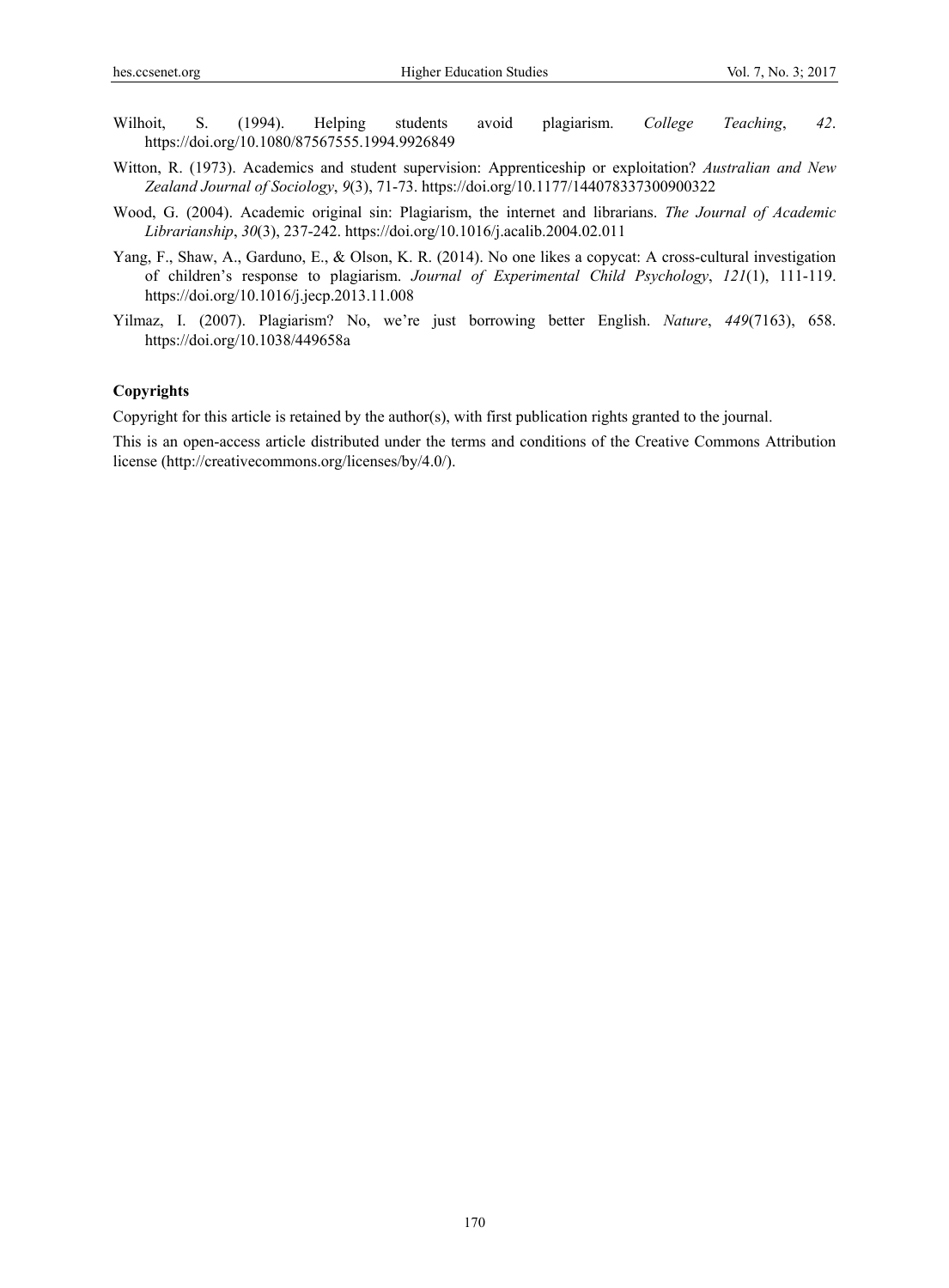Wilhoit, S. (1994). Helping students avoid plagiarism. *College Teaching*, *42*. https://doi.org/10.1080/87567555.1994.9926849

Witton, R. (1973). Academics and student supervision: Apprenticeship or exploitation? *Australian and New Zealand Journal of Sociology*, *9*(3), 71-73. https://doi.org/10.1177/144078337300900322

Wood, G. (2004). Academic original sin: Plagiarism, the internet and librarians. *The Journal of Academic Librarianship*, *30*(3), 237-242. https://doi.org/10.1016/j.acalib.2004.02.011

Yang, F., Shaw, A., Garduno, E., & Olson, K. R. (2014). No one likes a copycat: A cross-cultural investigation of children's response to plagiarism. *Journal of Experimental Child Psychology*, *121*(1), 111-119. https://doi.org/10.1016/j.jecp.2013.11.008

Yilmaz, I. (2007). Plagiarism? No, we're just borrowing better English. *Nature*, *449*(7163), 658. https://doi.org/10.1038/449658a

**Copyrights**

Copyright for this article is retained by the author(s), with first publication rights granted to the journal.

This is an open-access article distributed under the terms and conditions of the Creative Commons Attribution license (http://creativecommons.org/licenses/by/4.0/).